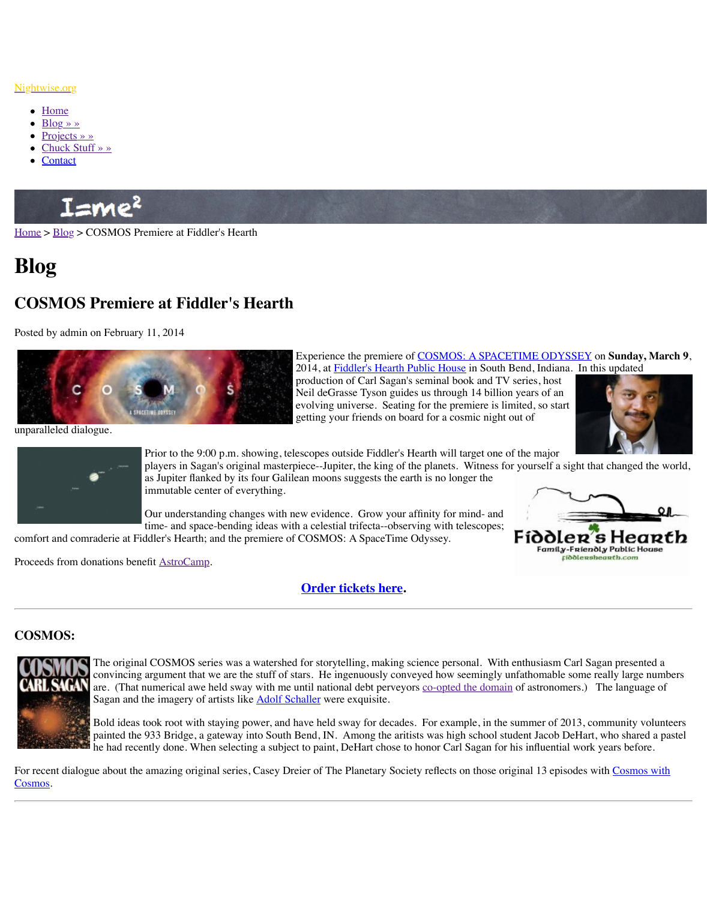Nightwise.org

- Home
- Blog » »
- Projects » »
- Chuck Stuff » »
- Contact

Home > Blog > COSMOS Premiere at Fiddler's Hearth

# Blog

## COSMOS Premiere at Fiddler's Hearth

Posted by admin on February 11, 2014

Experience the premiere of COSMOS: A SPACETIME ODYSSEY on **Sunday, March 9**, 2014, at Fiddler's Hearth Public House in South Bend, Indiana. In this updated production of Carl Sagan's seminal book and TV series, host Neil deGrasse Tyson guides us through 14 billion years of an evolving universe. Seating for the premiere is limited, so start getting your friends on board for a cosmic night out of unparalleled dialogue.

Prior to the 9:00 p.m. showing, telescopes outside Fiddler's Hearth will target one of the major players in Sagan's original masterpiece--Jupiter, the king of the planets. Witness for yourself a sight that changed the world, as Jupiter flanked by its four Galilean moons suggests the earth is no longer the immutable center of everything.

Our understanding changes with new evidence. Grow your affinity for mind- and time- and space-bending ideas with a celestial trifecta--observing with telescopes; comfort and comraderie at Fiddler's Hearth; and the premiere of COSMOS: A SpaceTime Odyssey.

Proceeds from donations benefit AstroCamp.

**Order tickets here.**

---

### COSMOS:

The original COSMOS series was a watershed for storytelling, making science personal. With enthusiasm Carl Sagan presented a convincing argument that we are the stuff of stars. He ingenuously conveyed how seemingly unfathomable some really large numbers are. (That numerical awe held sway with me until national debt perveyors co-opted the domain of astronomers.) The language of Sagan and the imagery of artists like Adolf Schaller were exquisite.

Bold ideas took root with staying power, and have held sway for decades. For example, in the summer of 2013, community volunteers painted the 933 Bridge, a gateway into South Bend, IN. Among the aritists was high school student Jacob DeHart, who shared a pastel he had recently done. When selecting a subject to paint, DeHart chose to honor Carl Sagan for his influential work years before.

For recent dialogue about the amazing original series, Casey Dreier of The Planetary Society reflects on those original 13 episodes with Cosmos with Cosmos.

---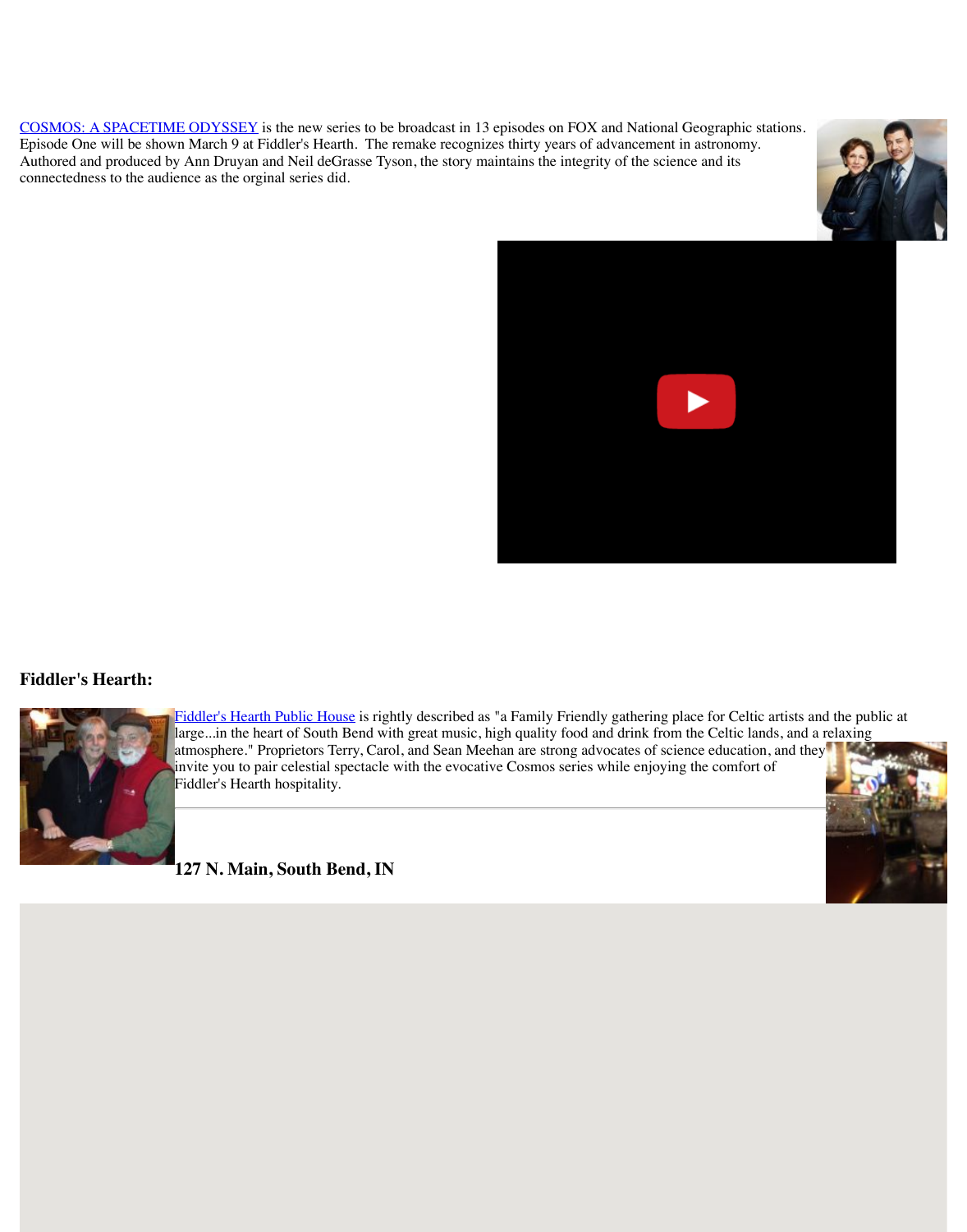COSMOS: A SPACETIME ODYSSEY is the new series to be broadcast in 13 episodes on FOX and National Geographic stations. Episode One will be shown March 9 at Fiddler's Hearth. The remake recognizes thirty years of advancement in astronomy. Authored and produced by Ann Druyan and Neil deGrasse Tyson, the story maintains the integrity of the science and its connectedness to the audience as the orginal series did.

### Fiddler's Hearth:

Fiddler's Hearth Public House is rightly described as "a Family Friendly gathering place for Celtic artists and the public at large...in the heart of South Bend with great music, high quality food and drink from the Celtic lands, and a relaxing atmosphere." Proprietors Terry, Carol, and Sean Meehan are strong advocates of science education, and they invite you to pair celestial spectacle with the evocative Cosmos series while enjoying the comfort of Fiddler's Hearth hospitality.

---

### 127 N. Main, South Bend, IN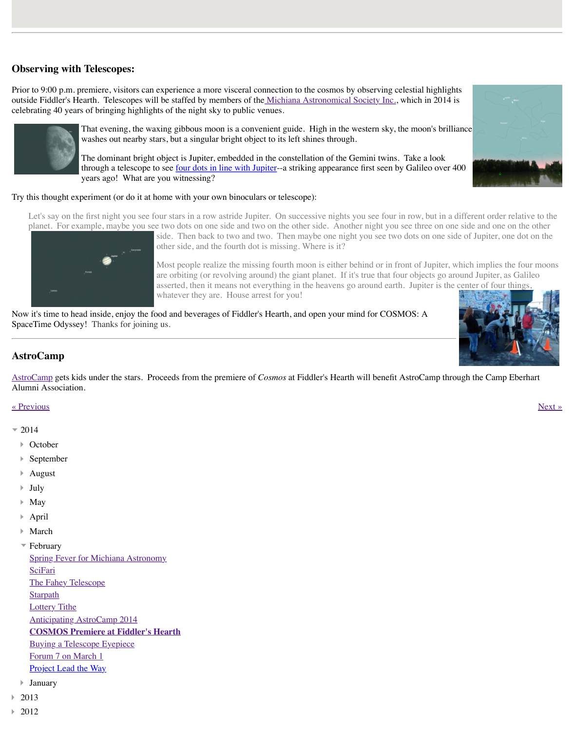## Observing with Telescopes:

Prior to 9:00 p.m. premiere, visitors can experience a more visceral connection to the cosmos by observing celestial highlights outside Fiddler's Hearth. Telescopes will be staffed by members of the Michiana Astronomical Society Inc., which in 2014 is celebrating 40 years of bringing highlights of the night sky to public venues.

That evening, the waxing gibbous moon is a convenient guide. High in the western sky, the moon's brilliance washes out nearby stars, but a singular bright object to its left shines through.

The dominant bright object is Jupiter, embedded in the constellation of the Gemini twins. Take a look through a telescope to see four dots in line with Jupiter--a striking appearance first seen by Galileo over 400 years ago! What are you witnessing?

Try this thought experiment (or do it at home with your own binoculars or telescope):

> Let's say on the first night you see four stars in a row astride Jupiter. On successive nights you see four in row, but in a different order relative to the planet. For example, maybe you see two dots on one side and two on the other side. Another night you see three on one side and one on the other side. Then back to two and two. Then maybe one night you see two dots on one side of Jupiter, one dot on the other side, and the fourth dot is missing. Where is it?
>
> Most people realize the missing fourth moon is either behind or in front of Jupiter, which implies the four moons are orbiting (or revolving around) the giant planet. If it's true that four objects go around Jupiter, as Galileo asserted, then it means not everything in the heavens go around earth. Jupiter is the center of four things, whatever they are. House arrest for you!

Now it's time to head inside, enjoy the food and beverages of Fiddler's Hearth, and open your mind for COSMOS: A SpaceTime Odyssey! Thanks for joining us.

---

## AstroCamp

AstroCamp gets kids under the stars. Proceeds from the premiere of *Cosmos* at Fiddler's Hearth will benefit AstroCamp through the Camp Eberhart Alumni Association.

« Previous

Next »

- 2014
  - October
  - September
  - August
  - July
  - May
  - April
  - March
  - February
    - Spring Fever for Michiana Astronomy
    - SciFari
    - The Fahey Telescope
    - Starpath
    - Lottery Tithe
    - Anticipating AstroCamp 2014
    - **COSMOS Premiere at Fiddler's Hearth**
    - Buying a Telescope Eyepiece
    - Forum 7 on March 1
    - Project Lead the Way
  - January
- 2013
- 2012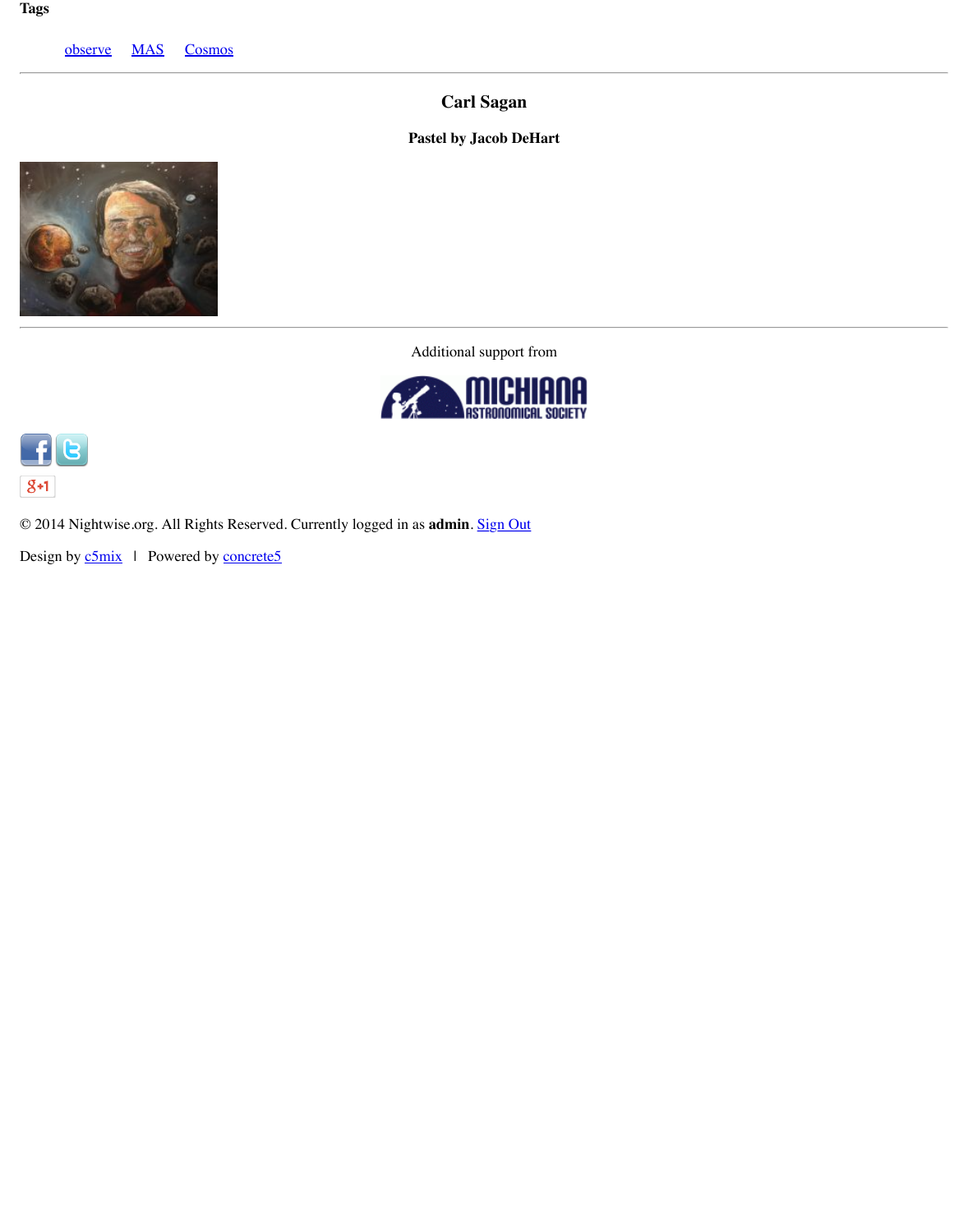**Tags**

- observe
- MAS
- Cosmos

---

### Carl Sagan

**Pastel by Jacob DeHart**

---

Additional support from

© 2014 Nightwise.org. All Rights Reserved. Currently logged in as **admin**. Sign Out

Design by c5mix | Powered by concrete5